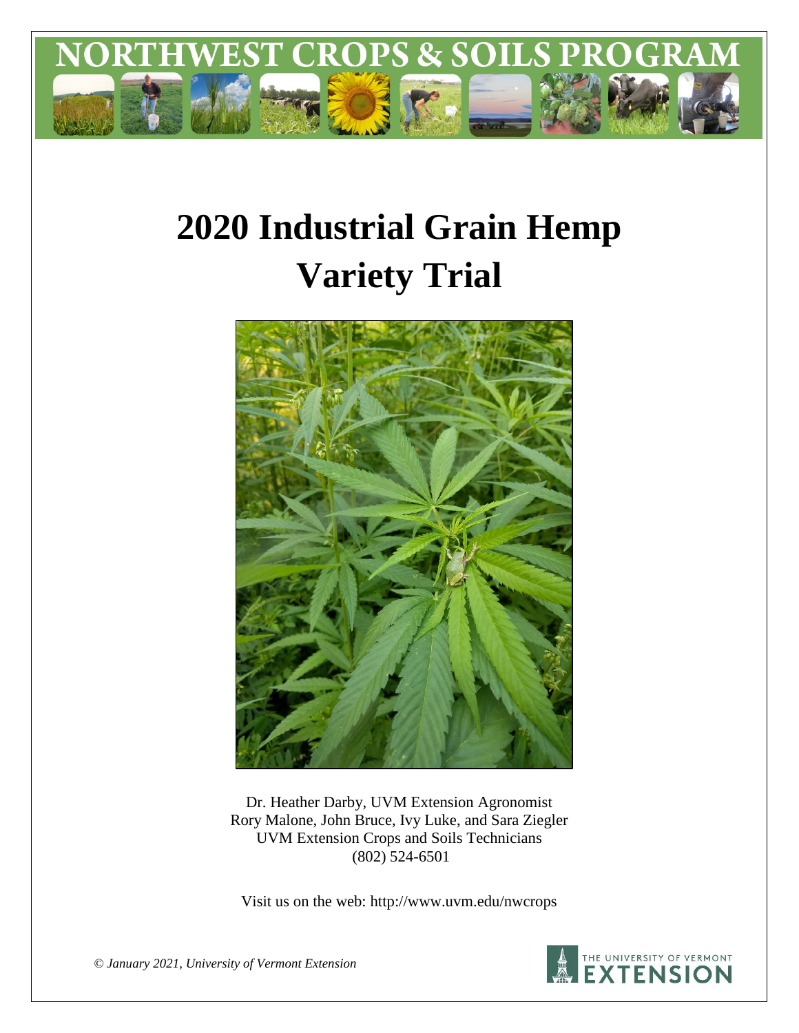NORTHWEST CROPS & SOILS PROGRAM

# 2020 Industrial Grain Hemp Variety Trial

Dr. Heather Darby, UVM Extension Agronomist
Rory Malone, John Bruce, Ivy Luke, and Sara Ziegler
UVM Extension Crops and Soils Technicians
(802) 524-6501

Visit us on the web: http://www.uvm.edu/nwcrops

*© January 2021, University of Vermont Extension*

THE UNIVERSITY OF VERMONT EXTENSION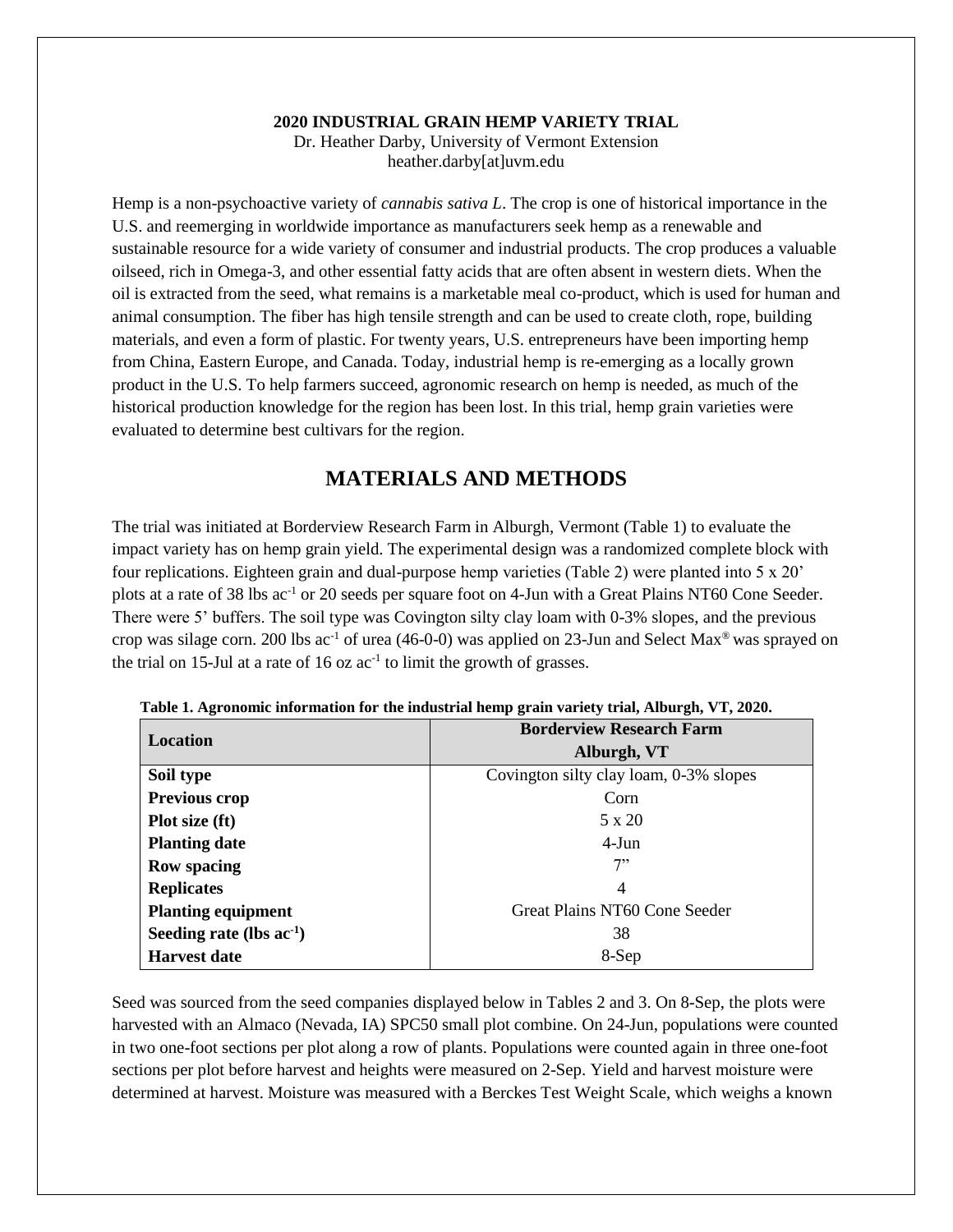**2020 INDUSTRIAL GRAIN HEMP VARIETY TRIAL**
Dr. Heather Darby, University of Vermont Extension
heather.darby[at]uvm.edu

Hemp is a non-psychoactive variety of *cannabis sativa L*. The crop is one of historical importance in the U.S. and reemerging in worldwide importance as manufacturers seek hemp as a renewable and sustainable resource for a wide variety of consumer and industrial products. The crop produces a valuable oilseed, rich in Omega-3, and other essential fatty acids that are often absent in western diets. When the oil is extracted from the seed, what remains is a marketable meal co-product, which is used for human and animal consumption. The fiber has high tensile strength and can be used to create cloth, rope, building materials, and even a form of plastic. For twenty years, U.S. entrepreneurs have been importing hemp from China, Eastern Europe, and Canada. Today, industrial hemp is re-emerging as a locally grown product in the U.S. To help farmers succeed, agronomic research on hemp is needed, as much of the historical production knowledge for the region has been lost. In this trial, hemp grain varieties were evaluated to determine best cultivars for the region.

## MATERIALS AND METHODS

The trial was initiated at Borderview Research Farm in Alburgh, Vermont (Table 1) to evaluate the impact variety has on hemp grain yield. The experimental design was a randomized complete block with four replications. Eighteen grain and dual-purpose hemp varieties (Table 2) were planted into 5 x 20' plots at a rate of 38 lbs ac$^{-1}$ or 20 seeds per square foot on 4-Jun with a Great Plains NT60 Cone Seeder. There were 5' buffers. The soil type was Covington silty clay loam with 0-3% slopes, and the previous crop was silage corn. 200 lbs ac$^{-1}$ of urea (46-0-0) was applied on 23-Jun and Select Max® was sprayed on the trial on 15-Jul at a rate of 16 oz ac$^{-1}$ to limit the growth of grasses.

**Table 1. Agronomic information for the industrial hemp grain variety trial, Alburgh, VT, 2020.**

| Location | Borderview Research Farm Alburgh, VT |
|---|---|
| Soil type | Covington silty clay loam, 0-3% slopes |
| Previous crop | Corn |
| Plot size (ft) | 5 x 20 |
| Planting date | 4-Jun |
| Row spacing | 7" |
| Replicates | 4 |
| Planting equipment | Great Plains NT60 Cone Seeder |
| Seeding rate (lbs ac$^{-1}$) | 38 |
| Harvest date | 8-Sep |

Seed was sourced from the seed companies displayed below in Tables 2 and 3. On 8-Sep, the plots were harvested with an Almaco (Nevada, IA) SPC50 small plot combine. On 24-Jun, populations were counted in two one-foot sections per plot along a row of plants. Populations were counted again in three one-foot sections per plot before harvest and heights were measured on 2-Sep. Yield and harvest moisture were determined at harvest. Moisture was measured with a Berckes Test Weight Scale, which weighs a known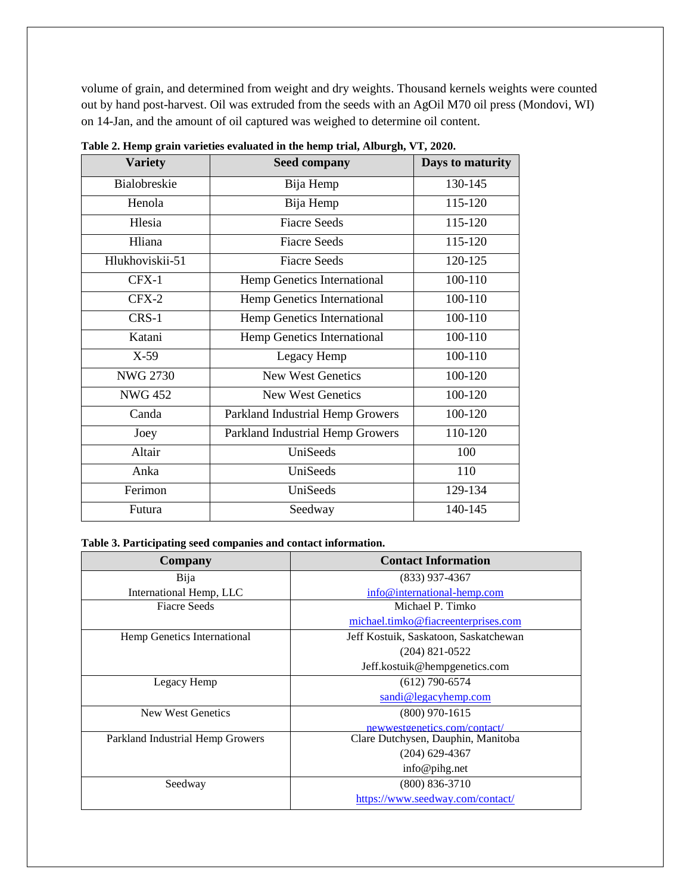volume of grain, and determined from weight and dry weights. Thousand kernels weights were counted out by hand post-harvest. Oil was extruded from the seeds with an AgOil M70 oil press (Mondovi, WI) on 14-Jan, and the amount of oil captured was weighed to determine oil content.

**Table 2. Hemp grain varieties evaluated in the hemp trial, Alburgh, VT, 2020.**

| Variety | Seed company | Days to maturity |
|---|---|---|
| Bialobreskie | Bija Hemp | 130-145 |
| Henola | Bija Hemp | 115-120 |
| Hlesia | Fiacre Seeds | 115-120 |
| Hliana | Fiacre Seeds | 115-120 |
| Hlukhoviskii-51 | Fiacre Seeds | 120-125 |
| CFX-1 | Hemp Genetics International | 100-110 |
| CFX-2 | Hemp Genetics International | 100-110 |
| CRS-1 | Hemp Genetics International | 100-110 |
| Katani | Hemp Genetics International | 100-110 |
| X-59 | Legacy Hemp | 100-110 |
| NWG 2730 | New West Genetics | 100-120 |
| NWG 452 | New West Genetics | 100-120 |
| Canda | Parkland Industrial Hemp Growers | 100-120 |
| Joey | Parkland Industrial Hemp Growers | 110-120 |
| Altair | UniSeeds | 100 |
| Anka | UniSeeds | 110 |
| Ferimon | UniSeeds | 129-134 |
| Futura | Seedway | 140-145 |

**Table 3. Participating seed companies and contact information.**

| Company | Contact Information |
|---|---|
| Bija<br>International Hemp, LLC | (833) 937-4367<br>info@international-hemp.com |
| Fiacre Seeds | Michael P. Timko<br>michael.timko@fiacreenterprises.com |
| Hemp Genetics International | Jeff Kostuik, Saskatoon, Saskatchewan<br>(204) 821-0522<br>Jeff.kostuik@hempgenetics.com |
| Legacy Hemp | (612) 790-6574<br>sandi@legacyhemp.com |
| New West Genetics | (800) 970-1615<br>newwestgenetics.com/contact/ |
| Parkland Industrial Hemp Growers | Clare Dutchysen, Dauphin, Manitoba<br>(204) 629-4367<br>info@pihg.net |
| Seedway | (800) 836-3710<br>https://www.seedway.com/contact/ |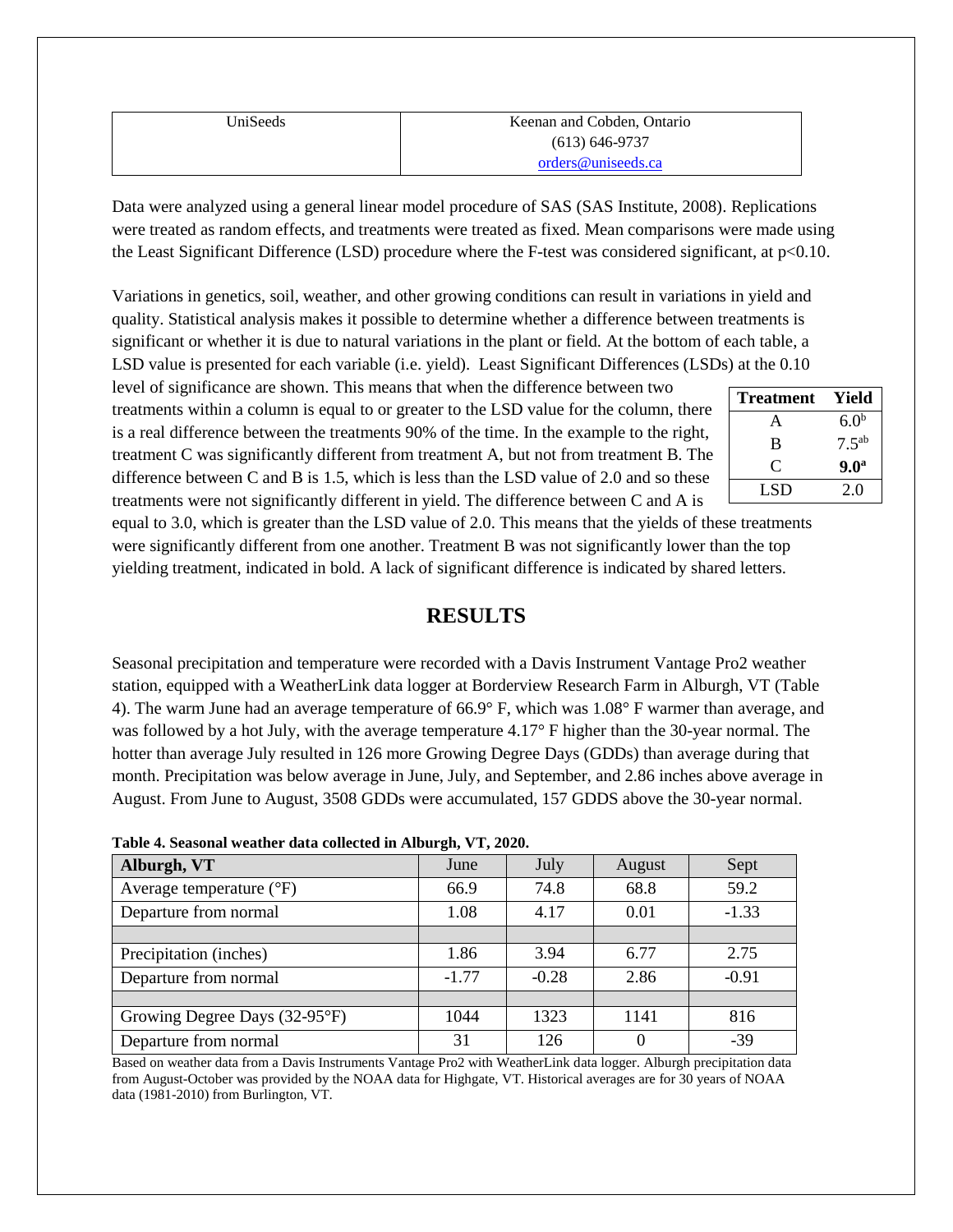| UniSeeds | Keenan and Cobden, Ontario<br>(613) 646-9737<br>orders@uniseeds.ca |
|---|---|

Data were analyzed using a general linear model procedure of SAS (SAS Institute, 2008). Replications were treated as random effects, and treatments were treated as fixed. Mean comparisons were made using the Least Significant Difference (LSD) procedure where the F-test was considered significant, at $p<0.10$.

Variations in genetics, soil, weather, and other growing conditions can result in variations in yield and quality. Statistical analysis makes it possible to determine whether a difference between treatments is significant or whether it is due to natural variations in the plant or field. At the bottom of each table, a LSD value is presented for each variable (i.e. yield). Least Significant Differences (LSDs) at the 0.10 level of significance are shown. This means that when the difference between two treatments within a column is equal to or greater to the LSD value for the column, there is a real difference between the treatments 90% of the time. In the example to the right, treatment C was significantly different from treatment A, but not from treatment B. The difference between C and B is 1.5, which is less than the LSD value of 2.0 and so these treatments were not significantly different in yield. The difference between C and A is equal to 3.0, which is greater than the LSD value of 2.0. This means that the yields of these treatments were significantly different from one another. Treatment B was not significantly lower than the top yielding treatment, indicated in bold. A lack of significant difference is indicated by shared letters.

| Treatment | Yield |
|---|---|
| A | 6.0[b] |
| B | 7.5[ab] |
| C | **9.0[a]** |
| LSD | 2.0 |

## RESULTS

Seasonal precipitation and temperature were recorded with a Davis Instrument Vantage Pro2 weather station, equipped with a WeatherLink data logger at Borderview Research Farm in Alburgh, VT (Table 4). The warm June had an average temperature of 66.9° F, which was 1.08° F warmer than average, and was followed by a hot July, with the average temperature 4.17° F higher than the 30-year normal. The hotter than average July resulted in 126 more Growing Degree Days (GDDs) than average during that month. Precipitation was below average in June, July, and September, and 2.86 inches above average in August. From June to August, 3508 GDDs were accumulated, 157 GDDS above the 30-year normal.

**Table 4. Seasonal weather data collected in Alburgh, VT, 2020.**

| Alburgh, VT | June | July | August | Sept |
|---|---|---|---|---|
| Average temperature (°F) | 66.9 | 74.8 | 68.8 | 59.2 |
| Departure from normal | 1.08 | 4.17 | 0.01 | -1.33 |
| | | | | |
| Precipitation (inches) | 1.86 | 3.94 | 6.77 | 2.75 |
| Departure from normal | -1.77 | -0.28 | 2.86 | -0.91 |
| | | | | |
| Growing Degree Days (32-95°F) | 1044 | 1323 | 1141 | 816 |
| Departure from normal | 31 | 126 | 0 | -39 |

Based on weather data from a Davis Instruments Vantage Pro2 with WeatherLink data logger. Alburgh precipitation data from August-October was provided by the NOAA data for Highgate, VT. Historical averages are for 30 years of NOAA data (1981-2010) from Burlington, VT.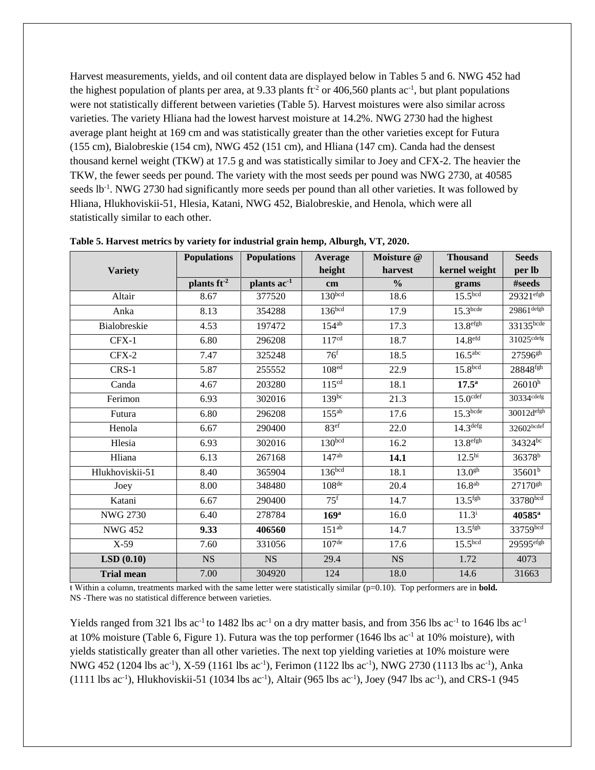Harvest measurements, yields, and oil content data are displayed below in Tables 5 and 6. NWG 452 had the highest population of plants per area, at 9.33 plants $ft^{-2}$ or 406,560 plants $ac^{-1}$, but plant populations were not statistically different between varieties (Table 5). Harvest moistures were also similar across varieties. The variety Hliana had the lowest harvest moisture at 14.2%. NWG 2730 had the highest average plant height at 169 cm and was statistically greater than the other varieties except for Futura (155 cm), Bialobreskie (154 cm), NWG 452 (151 cm), and Hliana (147 cm). Canda had the densest thousand kernel weight (TKW) at 17.5 g and was statistically similar to Joey and CFX-2. The heavier the TKW, the fewer seeds per pound. The variety with the most seeds per pound was NWG 2730, at 40585 seeds $lb^{-1}$. NWG 2730 had significantly more seeds per pound than all other varieties. It was followed by Hliana, Hlukhoviskii-51, Hlesia, Katani, NWG 452, Bialobreskie, and Henola, which were all statistically similar to each other.

**Table 5. Harvest metrics by variety for industrial grain hemp, Alburgh, VT, 2020.**

| Variety | Populations | Populations | Average height | Moisture @ harvest | Thousand kernel weight | Seeds per lb |
|---|---|---|---|---|---|---|
| | plants $ft^{-2}$ | plants $ac^{-1}$ | cm | % | grams | #seeds |
| Altair | 8.67 | 377520 | $130^{bcd}$ | 18.6 | $15.5^{bcd}$ | $29321^{efgh}$ |
| Anka | 8.13 | 354288 | $136^{bcd}$ | 17.9 | $15.3^{bcde}$ | $29861^{defgh}$ |
| Bialobreskie | 4.53 | 197472 | $154^{ab}$ | 17.3 | $13.8^{efgh}$ | $33135^{bcde}$ |
| CFX-1 | 6.80 | 296208 | $117^{cd}$ | 18.7 | $14.8^{efd}$ | $31025^{cdefg}$ |
| CFX-2 | 7.47 | 325248 | $76^{f}$ | 18.5 | $16.5^{abc}$ | $27596^{gh}$ |
| CRS-1 | 5.87 | 255552 | $108^{ed}$ | 22.9 | $15.8^{bcd}$ | $28848^{fgh}$ |
| Canda | 4.67 | 203280 | $115^{cd}$ | 18.1 | $\mathbf{17.5^{a}}$ | $26010^{h}$ |
| Ferimon | 6.93 | 302016 | $139^{bc}$ | 21.3 | $15.0^{cdef}$ | $30334^{cdefg}$ |
| Futura | 6.80 | 296208 | $155^{ab}$ | 17.6 | $15.3^{bcde}$ | 30012d$^{efgh}$ |
| Henola | 6.67 | 290400 | $83^{ef}$ | 22.0 | $14.3^{defg}$ | $32602^{bcdef}$ |
| Hlesia | 6.93 | 302016 | $130^{bcd}$ | 16.2 | $13.8^{efgh}$ | $34324^{bc}$ |
| Hliana | 6.13 | 267168 | $147^{ab}$ | **14.1** | $12.5^{hi}$ | $36378^{b}$ |
| Hlukhoviskii-51 | 8.40 | 365904 | $136^{bcd}$ | 18.1 | $13.0^{gh}$ | $35601^{b}$ |
| Joey | 8.00 | 348480 | $108^{de}$ | 20.4 | $16.8^{ab}$ | $27170^{gh}$ |
| Katani | 6.67 | 290400 | $75^{f}$ | 14.7 | $13.5^{fgh}$ | $33780^{bcd}$ |
| NWG 2730 | 6.40 | 278784 | $\mathbf{169^{a}}$ | 16.0 | $11.3^{i}$ | $\mathbf{40585^{a}}$ |
| NWG 452 | **9.33** | **406560** | $151^{ab}$ | 14.7 | $13.5^{fgh}$ | $33759^{bcd}$ |
| X-59 | 7.60 | 331056 | $107^{de}$ | 17.6 | $15.5^{bcd}$ | $29595^{efgh}$ |
| **LSD (0.10)** | NS | NS | 29.4 | NS | 1.72 | 4073 |
| **Trial mean** | 7.00 | 304920 | 124 | 18.0 | 14.6 | 31663 |

ŧ Within a column, treatments marked with the same letter were statistically similar (p=0.10). Top performers are in **bold.**
NS -There was no statistical difference between varieties.

Yields ranged from 321 lbs $ac^{-1}$ to 1482 lbs $ac^{-1}$ on a dry matter basis, and from 356 lbs $ac^{-1}$ to 1646 lbs $ac^{-1}$ at 10% moisture (Table 6, Figure 1). Futura was the top performer (1646 lbs $ac^{-1}$ at 10% moisture), with yields statistically greater than all other varieties. The next top yielding varieties at 10% moisture were NWG 452 (1204 lbs $ac^{-1}$), X-59 (1161 lbs $ac^{-1}$), Ferimon (1122 lbs $ac^{-1}$), NWG 2730 (1113 lbs $ac^{-1}$), Anka (1111 lbs $ac^{-1}$), Hlukhoviskii-51 (1034 lbs $ac^{-1}$), Altair (965 lbs $ac^{-1}$), Joey (947 lbs $ac^{-1}$), and CRS-1 (945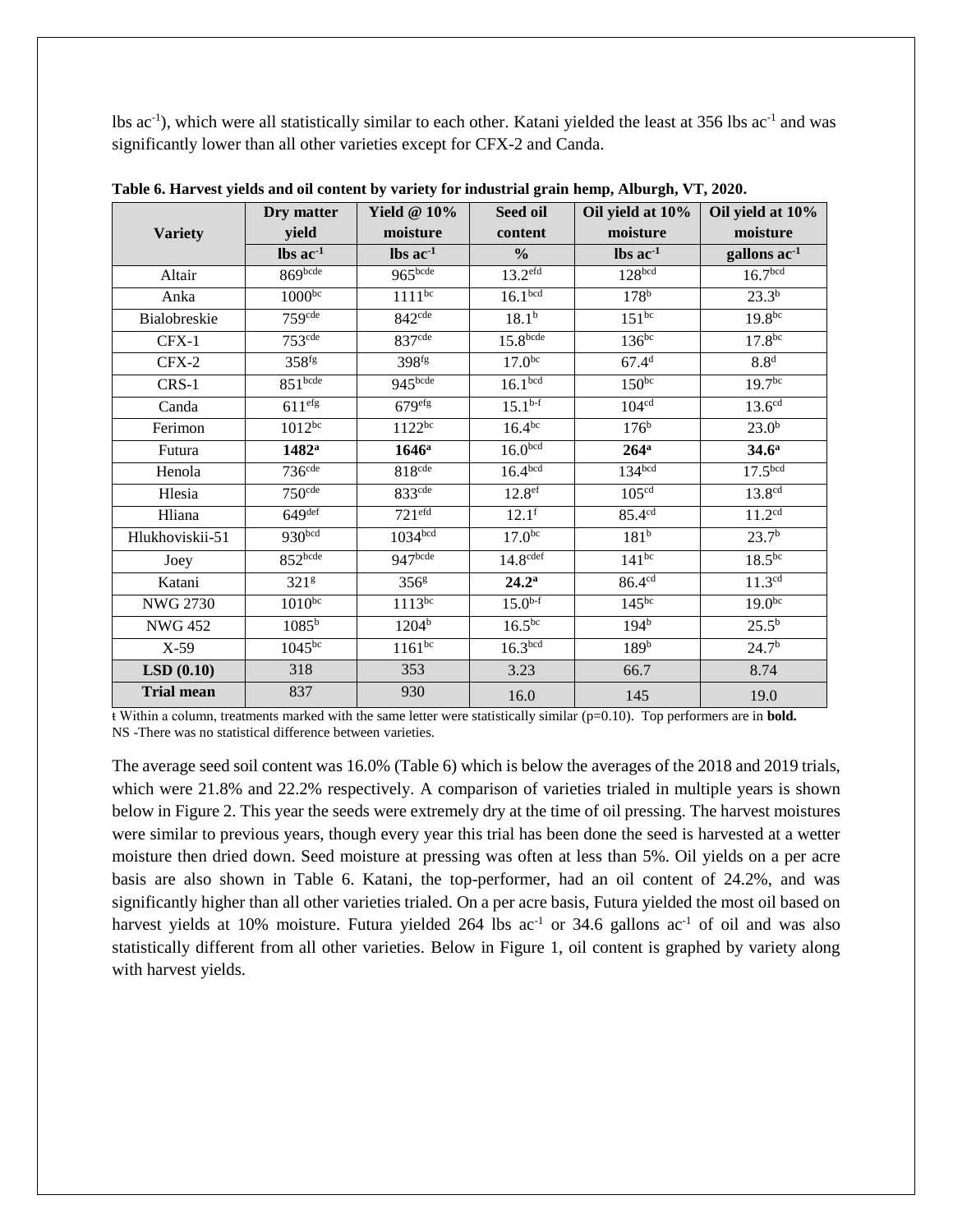lbs ac$^{-1}$), which were all statistically similar to each other. Katani yielded the least at 356 lbs ac$^{-1}$ and was significantly lower than all other varieties except for CFX-2 and Canda.

**Table 6. Harvest yields and oil content by variety for industrial grain hemp, Alburgh, VT, 2020.**

| Variety | Dry matter yield | Yield @ 10% moisture | Seed oil content | Oil yield at 10% moisture | Oil yield at 10% moisture |
|---|---|---|---|---|---|
| | lbs ac$^{-1}$ | lbs ac$^{-1}$ | % | lbs ac$^{-1}$ | gallons ac$^{-1}$ |
| Altair | 869$^{bcde}$ | 965$^{bcde}$ | 13.2$^{efd}$ | 128$^{bcd}$ | 16.7$^{bcd}$ |
| Anka | 1000$^{bc}$ | 1111$^{bc}$ | 16.1$^{bcd}$ | 178$^{b}$ | 23.3$^{b}$ |
| Bialobreskie | 759$^{cde}$ | 842$^{cde}$ | 18.1$^{b}$ | 151$^{bc}$ | 19.8$^{bc}$ |
| CFX-1 | 753$^{cde}$ | 837$^{cde}$ | 15.8$^{bcde}$ | 136$^{bc}$ | 17.8$^{bc}$ |
| CFX-2 | 358$^{fg}$ | 398$^{fg}$ | 17.0$^{bc}$ | 67.4$^{d}$ | 8.8$^{d}$ |
| CRS-1 | 851$^{bcde}$ | 945$^{bcde}$ | 16.1$^{bcd}$ | 150$^{bc}$ | 19.7$^{bc}$ |
| Canda | 611$^{efg}$ | 679$^{efg}$ | 15.1$^{b\text{-}f}$ | 104$^{cd}$ | 13.6$^{cd}$ |
| Ferimon | 1012$^{bc}$ | 1122$^{bc}$ | 16.4$^{bc}$ | 176$^{b}$ | 23.0$^{b}$ |
| Futura | **1482$^{a}$** | **1646$^{a}$** | 16.0$^{bcd}$ | **264$^{a}$** | **34.6$^{a}$** |
| Henola | 736$^{cde}$ | 818$^{cde}$ | 16.4$^{bcd}$ | 134$^{bcd}$ | 17.5$^{bcd}$ |
| Hlesia | 750$^{cde}$ | 833$^{cde}$ | 12.8$^{ef}$ | 105$^{cd}$ | 13.8$^{cd}$ |
| Hliana | 649$^{def}$ | 721$^{efd}$ | 12.1$^{f}$ | 85.4$^{cd}$ | 11.2$^{cd}$ |
| Hlukhoviskii-51 | 930$^{bcd}$ | 1034$^{bcd}$ | 17.0$^{bc}$ | 181$^{b}$ | 23.7$^{b}$ |
| Joey | 852$^{bcde}$ | 947$^{bcde}$ | 14.8$^{cdef}$ | 141$^{bc}$ | 18.5$^{bc}$ |
| Katani | 321$^{g}$ | 356$^{g}$ | **24.2$^{a}$** | 86.4$^{cd}$ | 11.3$^{cd}$ |
| NWG 2730 | 1010$^{bc}$ | 1113$^{bc}$ | 15.0$^{b\text{-}f}$ | 145$^{bc}$ | 19.0$^{bc}$ |
| NWG 452 | 1085$^{b}$ | 1204$^{b}$ | 16.5$^{bc}$ | 194$^{b}$ | 25.5$^{b}$ |
| X-59 | 1045$^{bc}$ | 1161$^{bc}$ | 16.3$^{bcd}$ | 189$^{b}$ | 24.7$^{b}$ |
| **LSD (0.10)** | 318 | 353 | 3.23 | 66.7 | 8.74 |
| **Trial mean** | 837 | 930 | 16.0 | 145 | 19.0 |

ƚ Within a column, treatments marked with the same letter were statistically similar (p=0.10). Top performers are in **bold.**
NS -There was no statistical difference between varieties.

The average seed soil content was 16.0% (Table 6) which is below the averages of the 2018 and 2019 trials, which were 21.8% and 22.2% respectively. A comparison of varieties trialed in multiple years is shown below in Figure 2. This year the seeds were extremely dry at the time of oil pressing. The harvest moistures were similar to previous years, though every year this trial has been done the seed is harvested at a wetter moisture then dried down. Seed moisture at pressing was often at less than 5%. Oil yields on a per acre basis are also shown in Table 6. Katani, the top-performer, had an oil content of 24.2%, and was significantly higher than all other varieties trialed. On a per acre basis, Futura yielded the most oil based on harvest yields at 10% moisture. Futura yielded 264 lbs ac$^{-1}$ or 34.6 gallons ac$^{-1}$ of oil and was also statistically different from all other varieties. Below in Figure 1, oil content is graphed by variety along with harvest yields.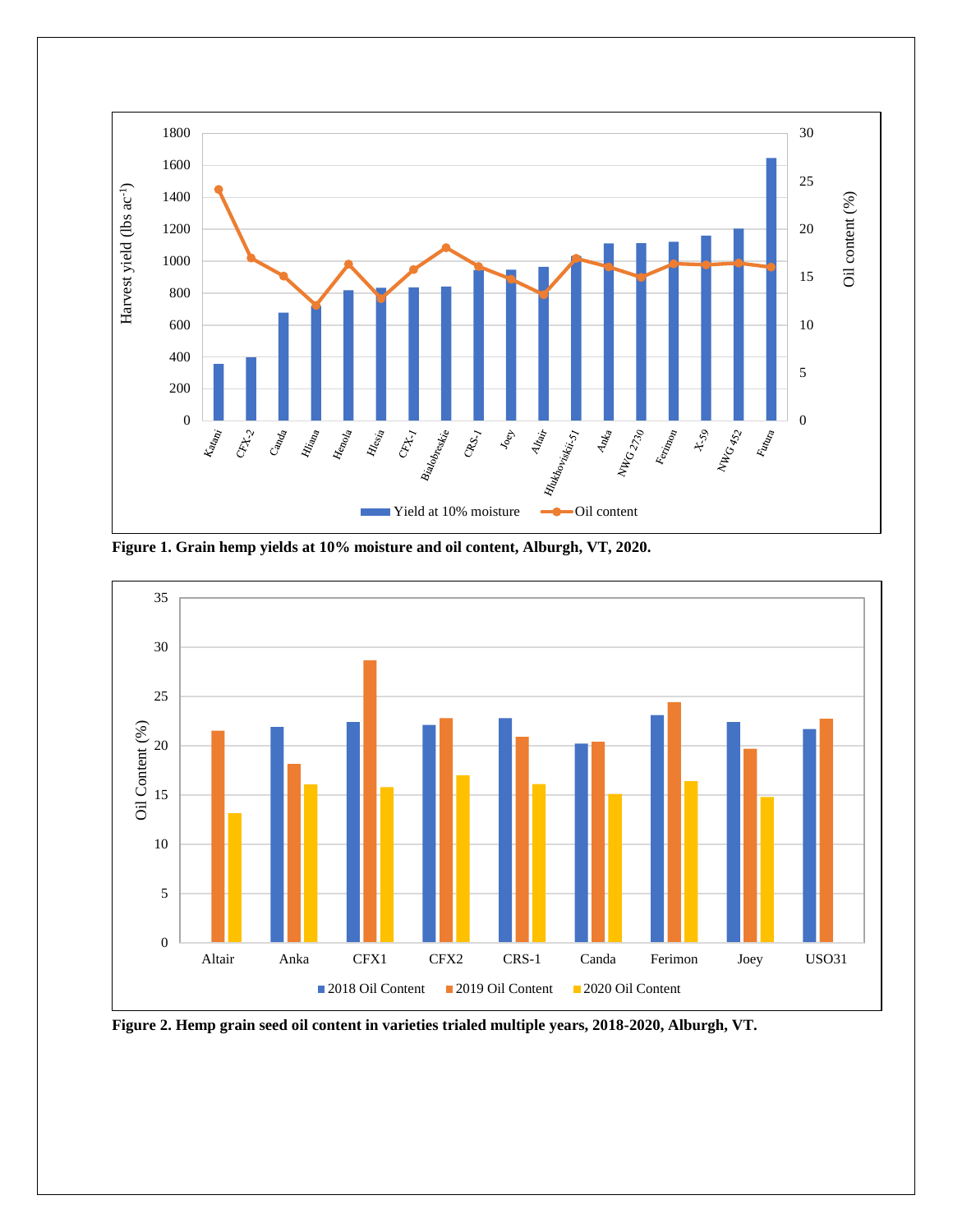**Figure 1. Grain hemp yields at 10% moisture and oil content, Alburgh, VT, 2020.**

**Figure 2. Hemp grain seed oil content in varieties trialed multiple years, 2018-2020, Alburgh, VT.**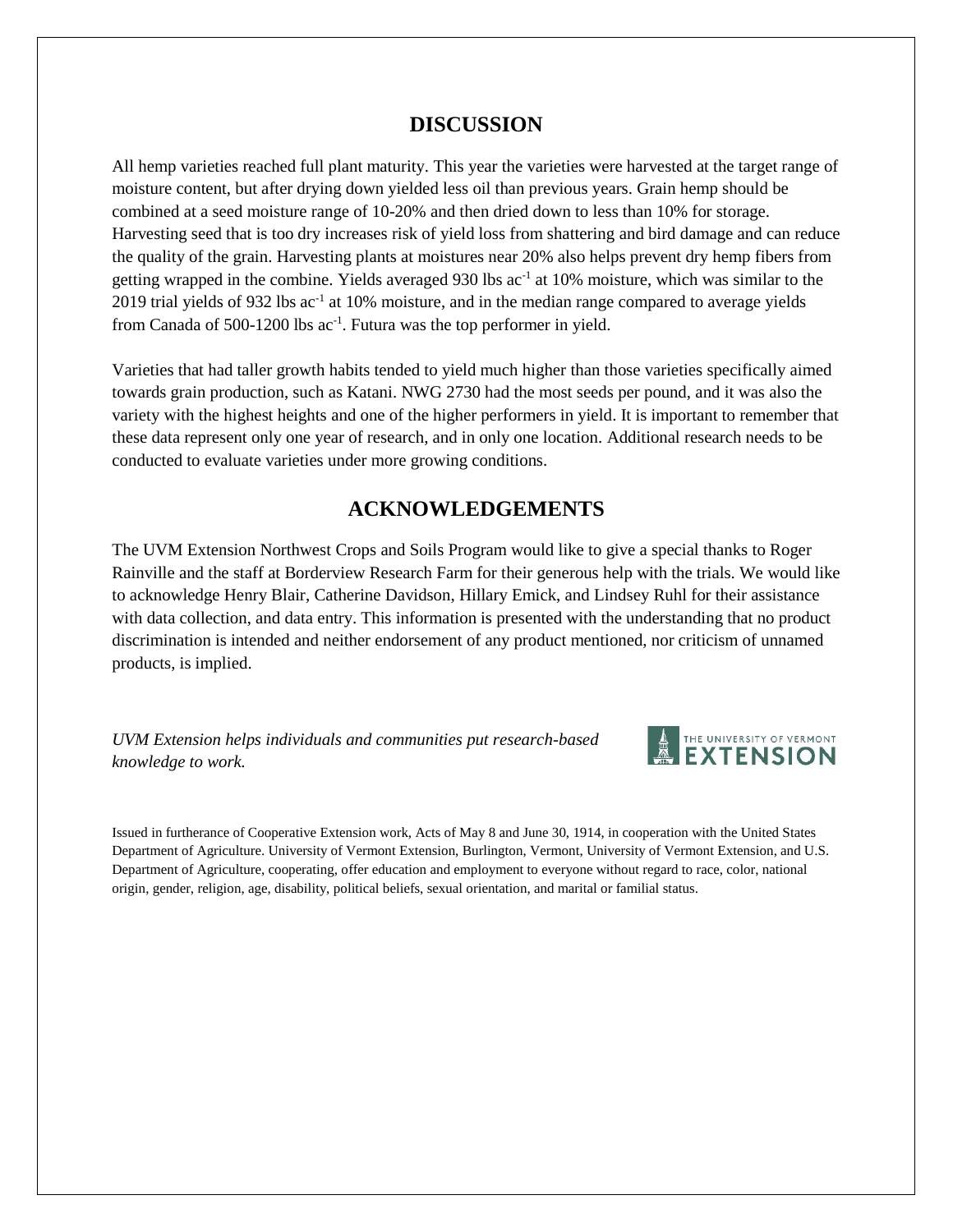## DISCUSSION

All hemp varieties reached full plant maturity. This year the varieties were harvested at the target range of moisture content, but after drying down yielded less oil than previous years. Grain hemp should be combined at a seed moisture range of 10-20% and then dried down to less than 10% for storage. Harvesting seed that is too dry increases risk of yield loss from shattering and bird damage and can reduce the quality of the grain. Harvesting plants at moistures near 20% also helps prevent dry hemp fibers from getting wrapped in the combine. Yields averaged 930 lbs $ac^{-1}$ at 10% moisture, which was similar to the 2019 trial yields of 932 lbs $ac^{-1}$ at 10% moisture, and in the median range compared to average yields from Canada of 500-1200 lbs $ac^{-1}$. Futura was the top performer in yield.

Varieties that had taller growth habits tended to yield much higher than those varieties specifically aimed towards grain production, such as Katani. NWG 2730 had the most seeds per pound, and it was also the variety with the highest heights and one of the higher performers in yield. It is important to remember that these data represent only one year of research, and in only one location. Additional research needs to be conducted to evaluate varieties under more growing conditions.

## ACKNOWLEDGEMENTS

The UVM Extension Northwest Crops and Soils Program would like to give a special thanks to Roger Rainville and the staff at Borderview Research Farm for their generous help with the trials. We would like to acknowledge Henry Blair, Catherine Davidson, Hillary Emick, and Lindsey Ruhl for their assistance with data collection, and data entry. This information is presented with the understanding that no product discrimination is intended and neither endorsement of any product mentioned, nor criticism of unnamed products, is implied.

*UVM Extension helps individuals and communities put research-based knowledge to work.*

THE UNIVERSITY OF VERMONT EXTENSION

Issued in furtherance of Cooperative Extension work, Acts of May 8 and June 30, 1914, in cooperation with the United States Department of Agriculture. University of Vermont Extension, Burlington, Vermont, University of Vermont Extension, and U.S. Department of Agriculture, cooperating, offer education and employment to everyone without regard to race, color, national origin, gender, religion, age, disability, political beliefs, sexual orientation, and marital or familial status.